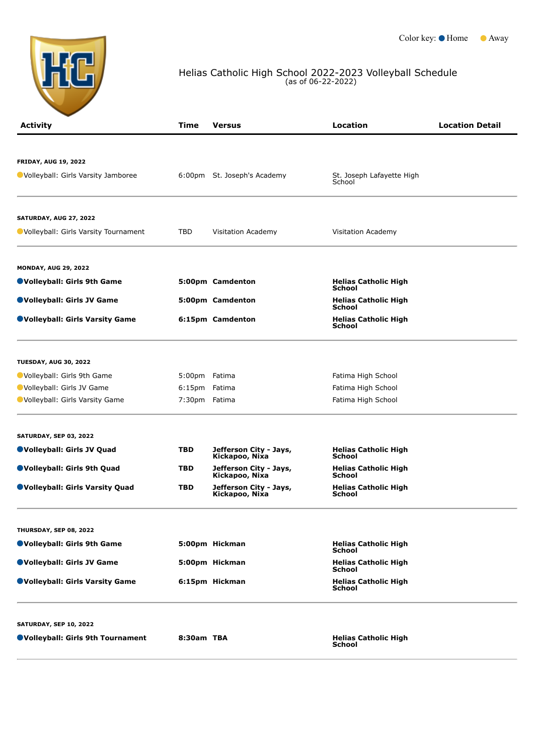Color key: ● Home ● Away

# Helias Catholic High School 2022-2023 Volleyball Schedule
(as of 06-22-2022)

| Activity | Time | Versus | Location | Location Detail |
|---|---|---|---|---|
| **FRIDAY, AUG 19, 2022** | | | | |
| Volleyball: Girls Varsity Jamboree | 6:00pm | St. Joseph's Academy | St. Joseph Lafayette High School | |
| **SATURDAY, AUG 27, 2022** | | | | |
| Volleyball: Girls Varsity Tournament | TBD | Visitation Academy | Visitation Academy | |
| **MONDAY, AUG 29, 2022** | | | | |
| **Volleyball: Girls 9th Game** | **5:00pm** | **Camdenton** | **Helias Catholic High School** | |
| **Volleyball: Girls JV Game** | **5:00pm** | **Camdenton** | **Helias Catholic High School** | |
| **Volleyball: Girls Varsity Game** | **6:15pm** | **Camdenton** | **Helias Catholic High School** | |
| **TUESDAY, AUG 30, 2022** | | | | |
| Volleyball: Girls 9th Game | 5:00pm | Fatima | Fatima High School | |
| Volleyball: Girls JV Game | 6:15pm | Fatima | Fatima High School | |
| Volleyball: Girls Varsity Game | 7:30pm | Fatima | Fatima High School | |
| **SATURDAY, SEP 03, 2022** | | | | |
| **Volleyball: Girls JV Quad** | **TBD** | **Jefferson City - Jays, Kickapoo, Nixa** | **Helias Catholic High School** | |
| **Volleyball: Girls 9th Quad** | **TBD** | **Jefferson City - Jays, Kickapoo, Nixa** | **Helias Catholic High School** | |
| **Volleyball: Girls Varsity Quad** | **TBD** | **Jefferson City - Jays, Kickapoo, Nixa** | **Helias Catholic High School** | |
| **THURSDAY, SEP 08, 2022** | | | | |
| **Volleyball: Girls 9th Game** | **5:00pm** | **Hickman** | **Helias Catholic High School** | |
| **Volleyball: Girls JV Game** | **5:00pm** | **Hickman** | **Helias Catholic High School** | |
| **Volleyball: Girls Varsity Game** | **6:15pm** | **Hickman** | **Helias Catholic High School** | |
| **SATURDAY, SEP 10, 2022** | | | | |
| **Volleyball: Girls 9th Tournament** | **8:30am** | **TBA** | **Helias Catholic High School** | |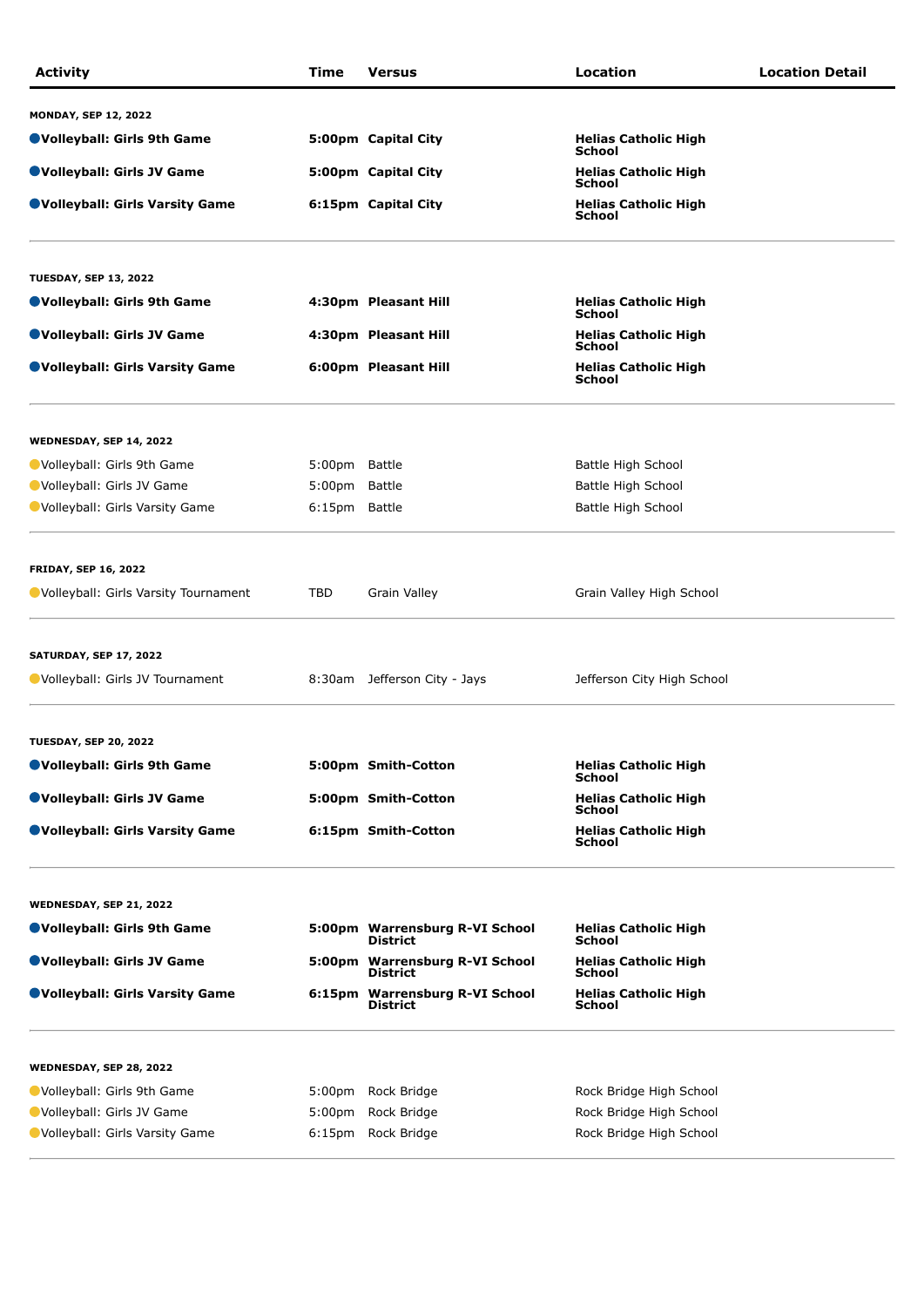| Activity | Time | Versus | Location | Location Detail |
|---|---|---|---|---|
| **MONDAY, SEP 12, 2022** | | | | |
| **Volleyball: Girls 9th Game** | **5:00pm** | **Capital City** | **Helias Catholic High School** | |
| **Volleyball: Girls JV Game** | **5:00pm** | **Capital City** | **Helias Catholic High School** | |
| **Volleyball: Girls Varsity Game** | **6:15pm** | **Capital City** | **Helias Catholic High School** | |
| **TUESDAY, SEP 13, 2022** | | | | |
| **Volleyball: Girls 9th Game** | **4:30pm** | **Pleasant Hill** | **Helias Catholic High School** | |
| **Volleyball: Girls JV Game** | **4:30pm** | **Pleasant Hill** | **Helias Catholic High School** | |
| **Volleyball: Girls Varsity Game** | **6:00pm** | **Pleasant Hill** | **Helias Catholic High School** | |
| **WEDNESDAY, SEP 14, 2022** | | | | |
| Volleyball: Girls 9th Game | 5:00pm | Battle | Battle High School | |
| Volleyball: Girls JV Game | 5:00pm | Battle | Battle High School | |
| Volleyball: Girls Varsity Game | 6:15pm | Battle | Battle High School | |
| **FRIDAY, SEP 16, 2022** | | | | |
| Volleyball: Girls Varsity Tournament | TBD | Grain Valley | Grain Valley High School | |
| **SATURDAY, SEP 17, 2022** | | | | |
| Volleyball: Girls JV Tournament | 8:30am | Jefferson City - Jays | Jefferson City High School | |
| **TUESDAY, SEP 20, 2022** | | | | |
| **Volleyball: Girls 9th Game** | **5:00pm** | **Smith-Cotton** | **Helias Catholic High School** | |
| **Volleyball: Girls JV Game** | **5:00pm** | **Smith-Cotton** | **Helias Catholic High School** | |
| **Volleyball: Girls Varsity Game** | **6:15pm** | **Smith-Cotton** | **Helias Catholic High School** | |
| **WEDNESDAY, SEP 21, 2022** | | | | |
| **Volleyball: Girls 9th Game** | **5:00pm** | **Warrensburg R-VI School District** | **Helias Catholic High School** | |
| **Volleyball: Girls JV Game** | **5:00pm** | **Warrensburg R-VI School District** | **Helias Catholic High School** | |
| **Volleyball: Girls Varsity Game** | **6:15pm** | **Warrensburg R-VI School District** | **Helias Catholic High School** | |
| **WEDNESDAY, SEP 28, 2022** | | | | |
| Volleyball: Girls 9th Game | 5:00pm | Rock Bridge | Rock Bridge High School | |
| Volleyball: Girls JV Game | 5:00pm | Rock Bridge | Rock Bridge High School | |
| Volleyball: Girls Varsity Game | 6:15pm | Rock Bridge | Rock Bridge High School | |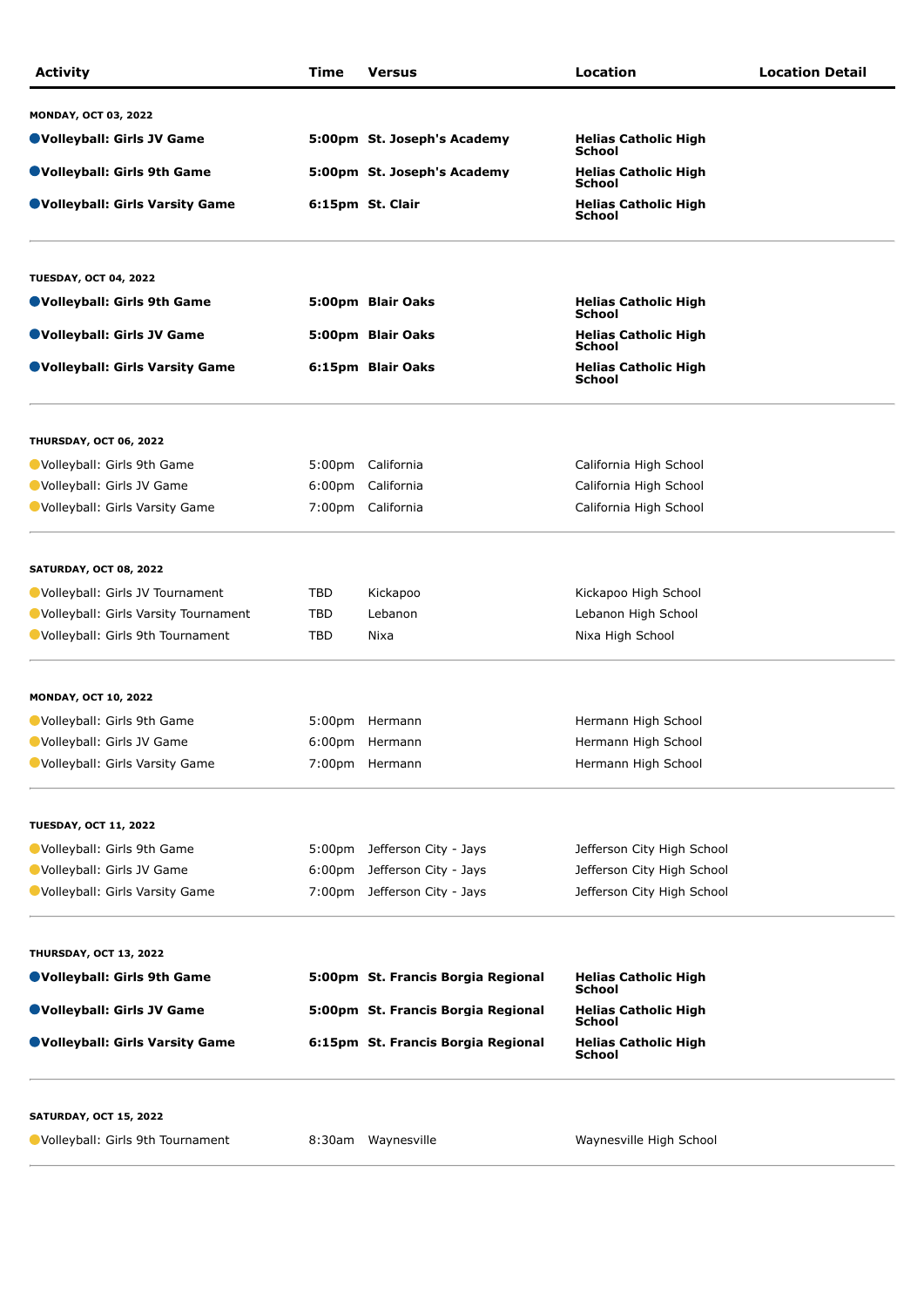| Activity | Time | Versus | Location | Location Detail |
|---|---|---|---|---|
| **MONDAY, OCT 03, 2022** | | | | |
| **Volleyball: Girls JV Game** | **5:00pm** | **St. Joseph's Academy** | **Helias Catholic High School** | |
| **Volleyball: Girls 9th Game** | **5:00pm** | **St. Joseph's Academy** | **Helias Catholic High School** | |
| **Volleyball: Girls Varsity Game** | **6:15pm** | **St. Clair** | **Helias Catholic High School** | |
| **TUESDAY, OCT 04, 2022** | | | | |
| **Volleyball: Girls 9th Game** | **5:00pm** | **Blair Oaks** | **Helias Catholic High School** | |
| **Volleyball: Girls JV Game** | **5:00pm** | **Blair Oaks** | **Helias Catholic High School** | |
| **Volleyball: Girls Varsity Game** | **6:15pm** | **Blair Oaks** | **Helias Catholic High School** | |
| **THURSDAY, OCT 06, 2022** | | | | |
| Volleyball: Girls 9th Game | 5:00pm | California | California High School | |
| Volleyball: Girls JV Game | 6:00pm | California | California High School | |
| Volleyball: Girls Varsity Game | 7:00pm | California | California High School | |
| **SATURDAY, OCT 08, 2022** | | | | |
| Volleyball: Girls JV Tournament | TBD | Kickapoo | Kickapoo High School | |
| Volleyball: Girls Varsity Tournament | TBD | Lebanon | Lebanon High School | |
| Volleyball: Girls 9th Tournament | TBD | Nixa | Nixa High School | |
| **MONDAY, OCT 10, 2022** | | | | |
| Volleyball: Girls 9th Game | 5:00pm | Hermann | Hermann High School | |
| Volleyball: Girls JV Game | 6:00pm | Hermann | Hermann High School | |
| Volleyball: Girls Varsity Game | 7:00pm | Hermann | Hermann High School | |
| **TUESDAY, OCT 11, 2022** | | | | |
| Volleyball: Girls 9th Game | 5:00pm | Jefferson City - Jays | Jefferson City High School | |
| Volleyball: Girls JV Game | 6:00pm | Jefferson City - Jays | Jefferson City High School | |
| Volleyball: Girls Varsity Game | 7:00pm | Jefferson City - Jays | Jefferson City High School | |
| **THURSDAY, OCT 13, 2022** | | | | |
| **Volleyball: Girls 9th Game** | **5:00pm** | **St. Francis Borgia Regional** | **Helias Catholic High School** | |
| **Volleyball: Girls JV Game** | **5:00pm** | **St. Francis Borgia Regional** | **Helias Catholic High School** | |
| **Volleyball: Girls Varsity Game** | **6:15pm** | **St. Francis Borgia Regional** | **Helias Catholic High School** | |
| **SATURDAY, OCT 15, 2022** | | | | |
| Volleyball: Girls 9th Tournament | 8:30am | Waynesville | Waynesville High School | |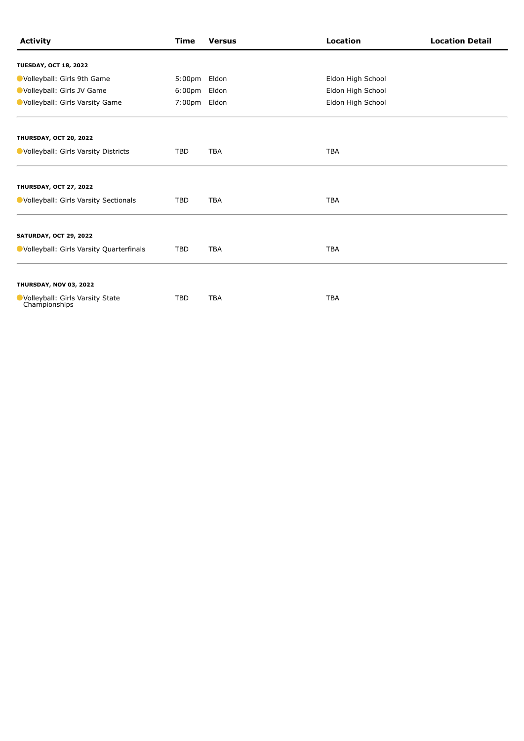| Activity | Time | Versus | Location | Location Detail |
|---|---|---|---|---|
| **TUESDAY, OCT 18, 2022** | | | | |
| Volleyball: Girls 9th Game | 5:00pm | Eldon | Eldon High School | |
| Volleyball: Girls JV Game | 6:00pm | Eldon | Eldon High School | |
| Volleyball: Girls Varsity Game | 7:00pm | Eldon | Eldon High School | |
| **THURSDAY, OCT 20, 2022** | | | | |
| Volleyball: Girls Varsity Districts | TBD | TBA | TBA | |
| **THURSDAY, OCT 27, 2022** | | | | |
| Volleyball: Girls Varsity Sectionals | TBD | TBA | TBA | |
| **SATURDAY, OCT 29, 2022** | | | | |
| Volleyball: Girls Varsity Quarterfinals | TBD | TBA | TBA | |
| **THURSDAY, NOV 03, 2022** | | | | |
| Volleyball: Girls Varsity State Championships | TBD | TBA | TBA | |